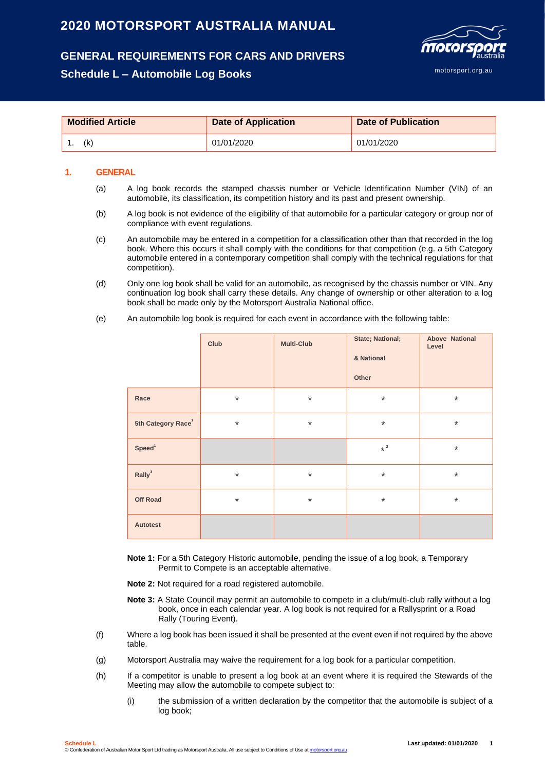# 2020 MOTORSPORT AUSTRALIA MANUAL

## GENERAL REQUIREMENTS FOR CARS AND DRIVERS

### Schedule L – Automobile Log Books

| Modified Article | Date of Application | Date of Publication |
|---|---|---|
| 1. (k) | 01/01/2020 | 01/01/2020 |

## 1. GENERAL

(a) A log book records the stamped chassis number or Vehicle Identification Number (VIN) of an automobile, its classification, its competition history and its past and present ownership.

(b) A log book is not evidence of the eligibility of that automobile for a particular category or group nor of compliance with event regulations.

(c) An automobile may be entered in a competition for a classification other than that recorded in the log book. Where this occurs it shall comply with the conditions for that competition (e.g. a 5th Category automobile entered in a contemporary competition shall comply with the technical regulations for that competition).

(d) Only one log book shall be valid for an automobile, as recognised by the chassis number or VIN. Any continuation log book shall carry these details. Any change of ownership or other alteration to a log book shall be made only by the Motorsport Australia National office.

(e) An automobile log book is required for each event in accordance with the following table:

| | Club | Multi-Club | State; National; & National Other | Above National Level |
|---|---|---|---|---|
| Race | * | * | * | * |
| 5th Category Race[1] | * | * | * | * |
| Speed[1] | | | *[2] | * |
| Rally[3] | * | * | * | * |
| Off Road | * | * | * | * |
| Autotest | | | | |

**Note 1:** For a 5th Category Historic automobile, pending the issue of a log book, a Temporary Permit to Compete is an acceptable alternative.

**Note 2:** Not required for a road registered automobile.

**Note 3:** A State Council may permit an automobile to compete in a club/multi-club rally without a log book, once in each calendar year. A log book is not required for a Rallysprint or a Road Rally (Touring Event).

(f) Where a log book has been issued it shall be presented at the event even if not required by the above table.

(g) Motorsport Australia may waive the requirement for a log book for a particular competition.

(h) If a competitor is unable to present a log book at an event where it is required the Stewards of the Meeting may allow the automobile to compete subject to:

(i) the submission of a written declaration by the competitor that the automobile is subject of a log book;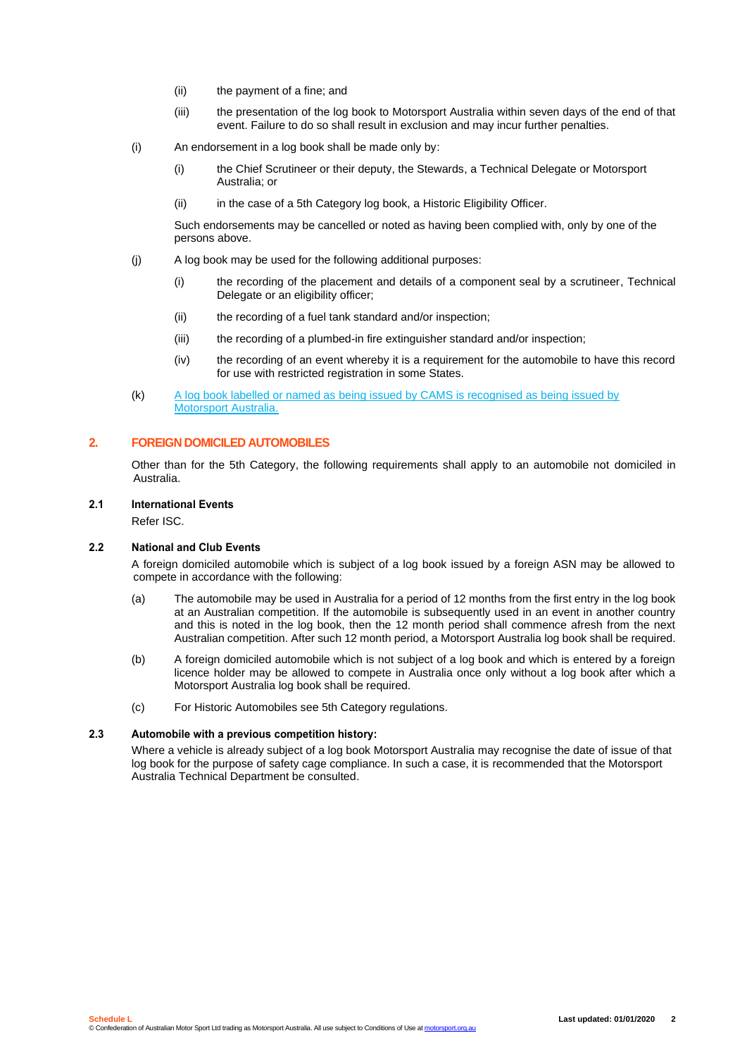(ii) the payment of a fine; and

(iii) the presentation of the log book to Motorsport Australia within seven days of the end of that event. Failure to do so shall result in exclusion and may incur further penalties.

(i) An endorsement in a log book shall be made only by:

(i) the Chief Scrutineer or their deputy, the Stewards, a Technical Delegate or Motorsport Australia; or

(ii) in the case of a 5th Category log book, a Historic Eligibility Officer.

Such endorsements may be cancelled or noted as having been complied with, only by one of the persons above.

(j) A log book may be used for the following additional purposes:

(i) the recording of the placement and details of a component seal by a scrutineer, Technical Delegate or an eligibility officer;

(ii) the recording of a fuel tank standard and/or inspection;

(iii) the recording of a plumbed-in fire extinguisher standard and/or inspection;

(iv) the recording of an event whereby it is a requirement for the automobile to have this record for use with restricted registration in some States.

(k) A log book labelled or named as being issued by CAMS is recognised as being issued by Motorsport Australia.

## 2. FOREIGN DOMICILED AUTOMOBILES

Other than for the 5th Category, the following requirements shall apply to an automobile not domiciled in Australia.

### 2.1 International Events

Refer ISC.

### 2.2 National and Club Events

A foreign domiciled automobile which is subject of a log book issued by a foreign ASN may be allowed to compete in accordance with the following:

(a) The automobile may be used in Australia for a period of 12 months from the first entry in the log book at an Australian competition. If the automobile is subsequently used in an event in another country and this is noted in the log book, then the 12 month period shall commence afresh from the next Australian competition. After such 12 month period, a Motorsport Australia log book shall be required.

(b) A foreign domiciled automobile which is not subject of a log book and which is entered by a foreign licence holder may be allowed to compete in Australia once only without a log book after which a Motorsport Australia log book shall be required.

(c) For Historic Automobiles see 5th Category regulations.

### 2.3 Automobile with a previous competition history:

Where a vehicle is already subject of a log book Motorsport Australia may recognise the date of issue of that log book for the purpose of safety cage compliance. In such a case, it is recommended that the Motorsport Australia Technical Department be consulted.